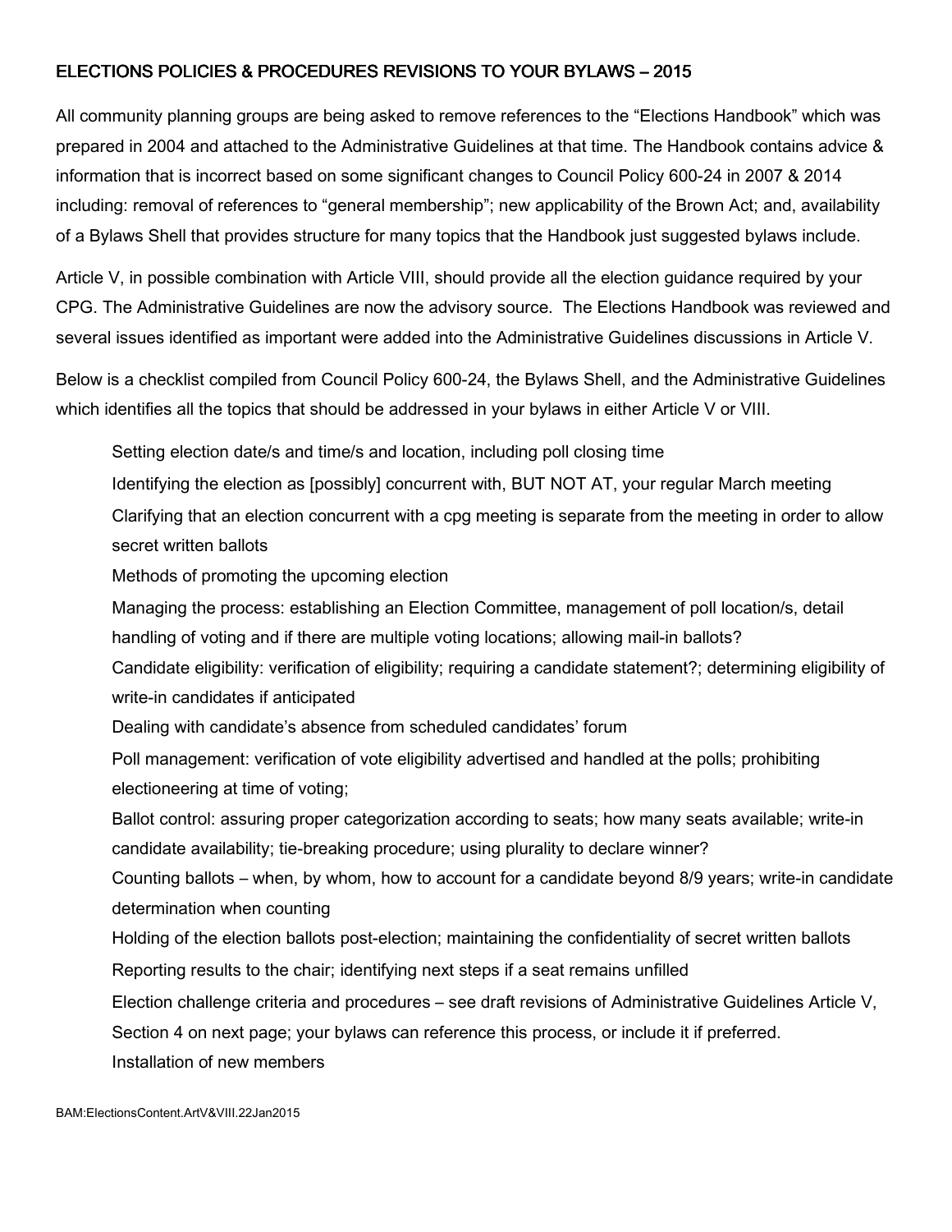## ELECTIONS POLICIES & PROCEDURES REVISIONS TO YOUR BYLAWS – 2015

All community planning groups are being asked to remove references to the "Elections Handbook" which was prepared in 2004 and attached to the Administrative Guidelines at that time. The Handbook contains advice & information that is incorrect based on some significant changes to Council Policy 600-24 in 2007 & 2014 including: removal of references to "general membership"; new applicability of the Brown Act; and, availability of a Bylaws Shell that provides structure for many topics that the Handbook just suggested bylaws include.

Article V, in possible combination with Article VIII, should provide all the election guidance required by your CPG. The Administrative Guidelines are now the advisory source. The Elections Handbook was reviewed and several issues identified as important were added into the Administrative Guidelines discussions in Article V.

Below is a checklist compiled from Council Policy 600-24, the Bylaws Shell, and the Administrative Guidelines which identifies all the topics that should be addressed in your bylaws in either Article V or VIII.

- Setting election date/s and time/s and location, including poll closing time
- Identifying the election as [possibly] concurrent with, BUT NOT AT, your regular March meeting
- Clarifying that an election concurrent with a cpg meeting is separate from the meeting in order to allow secret written ballots
- Methods of promoting the upcoming election
- Managing the process: establishing an Election Committee, management of poll location/s, detail handling of voting and if there are multiple voting locations; allowing mail-in ballots?
- Candidate eligibility: verification of eligibility; requiring a candidate statement?; determining eligibility of write-in candidates if anticipated
- Dealing with candidate's absence from scheduled candidates' forum
- Poll management: verification of vote eligibility advertised and handled at the polls; prohibiting electioneering at time of voting;
- Ballot control: assuring proper categorization according to seats; how many seats available; write-in candidate availability; tie-breaking procedure; using plurality to declare winner?
- Counting ballots – when, by whom, how to account for a candidate beyond 8/9 years; write-in candidate determination when counting
- Holding of the election ballots post-election; maintaining the confidentiality of secret written ballots
- Reporting results to the chair; identifying next steps if a seat remains unfilled
- Election challenge criteria and procedures – see draft revisions of Administrative Guidelines Article V, Section 4 on next page; your bylaws can reference this process, or include it if preferred.
- Installation of new members

BAM:ElectionsContent.ArtV&VIII.22Jan2015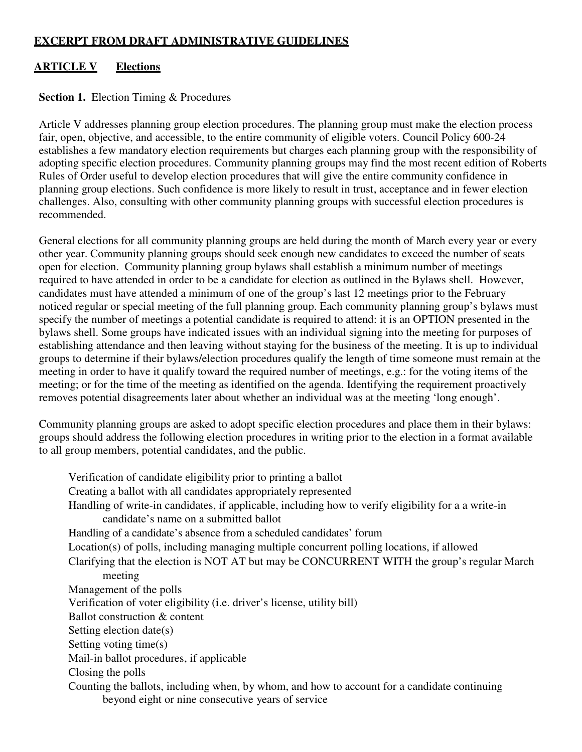**EXCERPT FROM DRAFT ADMINISTRATIVE GUIDELINES**

## ARTICLE V Elections

**Section 1.** Election Timing & Procedures

Article V addresses planning group election procedures. The planning group must make the election process fair, open, objective, and accessible, to the entire community of eligible voters. Council Policy 600-24 establishes a few mandatory election requirements but charges each planning group with the responsibility of adopting specific election procedures. Community planning groups may find the most recent edition of Roberts Rules of Order useful to develop election procedures that will give the entire community confidence in planning group elections. Such confidence is more likely to result in trust, acceptance and in fewer election challenges. Also, consulting with other community planning groups with successful election procedures is recommended.

General elections for all community planning groups are held during the month of March every year or every other year. Community planning groups should seek enough new candidates to exceed the number of seats open for election. Community planning group bylaws shall establish a minimum number of meetings required to have attended in order to be a candidate for election as outlined in the Bylaws shell. However, candidates must have attended a minimum of one of the group's last 12 meetings prior to the February noticed regular or special meeting of the full planning group. Each community planning group's bylaws must specify the number of meetings a potential candidate is required to attend: it is an OPTION presented in the bylaws shell. Some groups have indicated issues with an individual signing into the meeting for purposes of establishing attendance and then leaving without staying for the business of the meeting. It is up to individual groups to determine if their bylaws/election procedures qualify the length of time someone must remain at the meeting in order to have it qualify toward the required number of meetings, e.g.: for the voting items of the meeting; or for the time of the meeting as identified on the agenda. Identifying the requirement proactively removes potential disagreements later about whether an individual was at the meeting 'long enough'.

Community planning groups are asked to adopt specific election procedures and place them in their bylaws: groups should address the following election procedures in writing prior to the election in a format available to all group members, potential candidates, and the public.

- Verification of candidate eligibility prior to printing a ballot
- Creating a ballot with all candidates appropriately represented
- Handling of write-in candidates, if applicable, including how to verify eligibility for a a write-in candidate's name on a submitted ballot
- Handling of a candidate's absence from a scheduled candidates' forum
- Location(s) of polls, including managing multiple concurrent polling locations, if allowed
- Clarifying that the election is NOT AT but may be CONCURRENT WITH the group's regular March meeting
- Management of the polls
- Verification of voter eligibility (i.e. driver's license, utility bill)
- Ballot construction & content
- Setting election date(s)
- Setting voting time(s)
- Mail-in ballot procedures, if applicable
- Closing the polls
- Counting the ballots, including when, by whom, and how to account for a candidate continuing beyond eight or nine consecutive years of service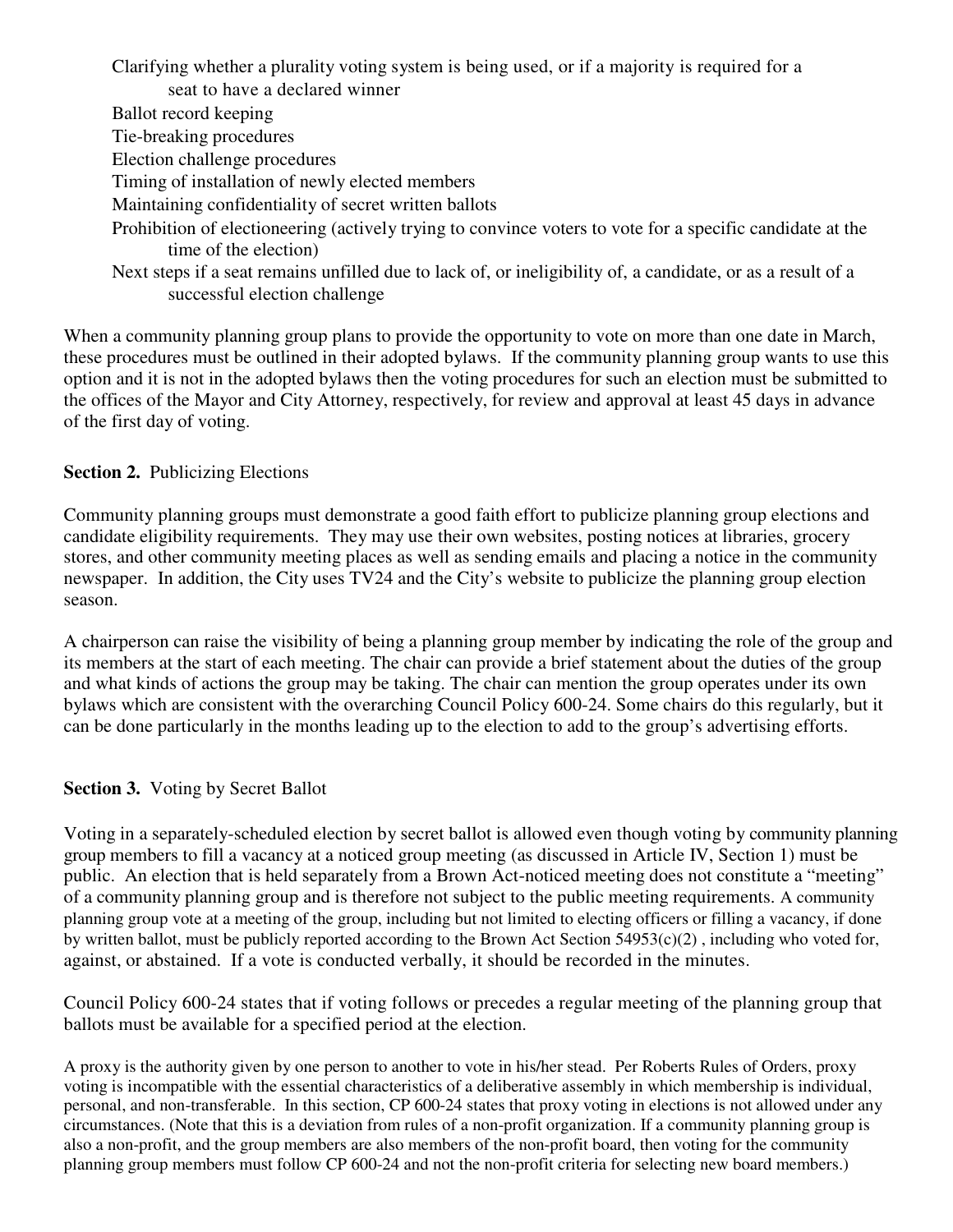- Clarifying whether a plurality voting system is being used, or if a majority is required for a seat to have a declared winner
- Ballot record keeping
- Tie-breaking procedures
- Election challenge procedures
- Timing of installation of newly elected members
- Maintaining confidentiality of secret written ballots
- Prohibition of electioneering (actively trying to convince voters to vote for a specific candidate at the time of the election)
- Next steps if a seat remains unfilled due to lack of, or ineligibility of, a candidate, or as a result of a successful election challenge

When a community planning group plans to provide the opportunity to vote on more than one date in March, these procedures must be outlined in their adopted bylaws. If the community planning group wants to use this option and it is not in the adopted bylaws then the voting procedures for such an election must be submitted to the offices of the Mayor and City Attorney, respectively, for review and approval at least 45 days in advance of the first day of voting.

**Section 2.** Publicizing Elections

Community planning groups must demonstrate a good faith effort to publicize planning group elections and candidate eligibility requirements. They may use their own websites, posting notices at libraries, grocery stores, and other community meeting places as well as sending emails and placing a notice in the community newspaper. In addition, the City uses TV24 and the City's website to publicize the planning group election season.

A chairperson can raise the visibility of being a planning group member by indicating the role of the group and its members at the start of each meeting. The chair can provide a brief statement about the duties of the group and what kinds of actions the group may be taking. The chair can mention the group operates under its own bylaws which are consistent with the overarching Council Policy 600-24. Some chairs do this regularly, but it can be done particularly in the months leading up to the election to add to the group's advertising efforts.

**Section 3.** Voting by Secret Ballot

Voting in a separately-scheduled election by secret ballot is allowed even though voting by community planning group members to fill a vacancy at a noticed group meeting (as discussed in Article IV, Section 1) must be public. An election that is held separately from a Brown Act-noticed meeting does not constitute a "meeting" of a community planning group and is therefore not subject to the public meeting requirements. A community planning group vote at a meeting of the group, including but not limited to electing officers or filling a vacancy, if done by written ballot, must be publicly reported according to the Brown Act Section 54953(c)(2) , including who voted for, against, or abstained. If a vote is conducted verbally, it should be recorded in the minutes.

Council Policy 600-24 states that if voting follows or precedes a regular meeting of the planning group that ballots must be available for a specified period at the election.

A proxy is the authority given by one person to another to vote in his/her stead. Per Roberts Rules of Orders, proxy voting is incompatible with the essential characteristics of a deliberative assembly in which membership is individual, personal, and non-transferable. In this section, CP 600-24 states that proxy voting in elections is not allowed under any circumstances. (Note that this is a deviation from rules of a non-profit organization. If a community planning group is also a non-profit, and the group members are also members of the non-profit board, then voting for the community planning group members must follow CP 600-24 and not the non-profit criteria for selecting new board members.)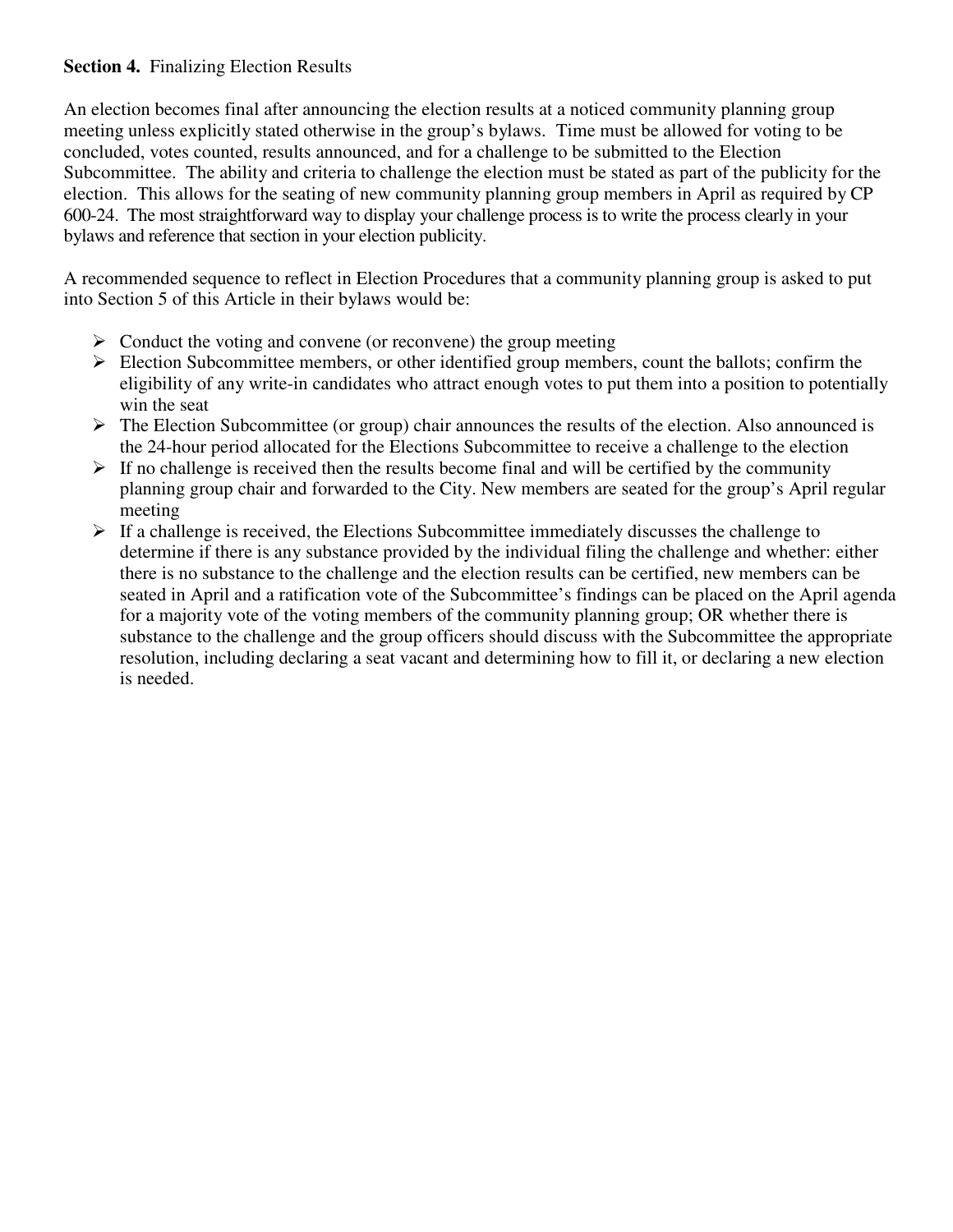**Section 4.** Finalizing Election Results

An election becomes final after announcing the election results at a noticed community planning group meeting unless explicitly stated otherwise in the group's bylaws. Time must be allowed for voting to be concluded, votes counted, results announced, and for a challenge to be submitted to the Election Subcommittee. The ability and criteria to challenge the election must be stated as part of the publicity for the election. This allows for the seating of new community planning group members in April as required by CP 600-24. The most straightforward way to display your challenge process is to write the process clearly in your bylaws and reference that section in your election publicity.

A recommended sequence to reflect in Election Procedures that a community planning group is asked to put into Section 5 of this Article in their bylaws would be:

- Conduct the voting and convene (or reconvene) the group meeting
- Election Subcommittee members, or other identified group members, count the ballots; confirm the eligibility of any write-in candidates who attract enough votes to put them into a position to potentially win the seat
- The Election Subcommittee (or group) chair announces the results of the election. Also announced is the 24-hour period allocated for the Elections Subcommittee to receive a challenge to the election
- If no challenge is received then the results become final and will be certified by the community planning group chair and forwarded to the City. New members are seated for the group's April regular meeting
- If a challenge is received, the Elections Subcommittee immediately discusses the challenge to determine if there is any substance provided by the individual filing the challenge and whether: either there is no substance to the challenge and the election results can be certified, new members can be seated in April and a ratification vote of the Subcommittee's findings can be placed on the April agenda for a majority vote of the voting members of the community planning group; OR whether there is substance to the challenge and the group officers should discuss with the Subcommittee the appropriate resolution, including declaring a seat vacant and determining how to fill it, or declaring a new election is needed.